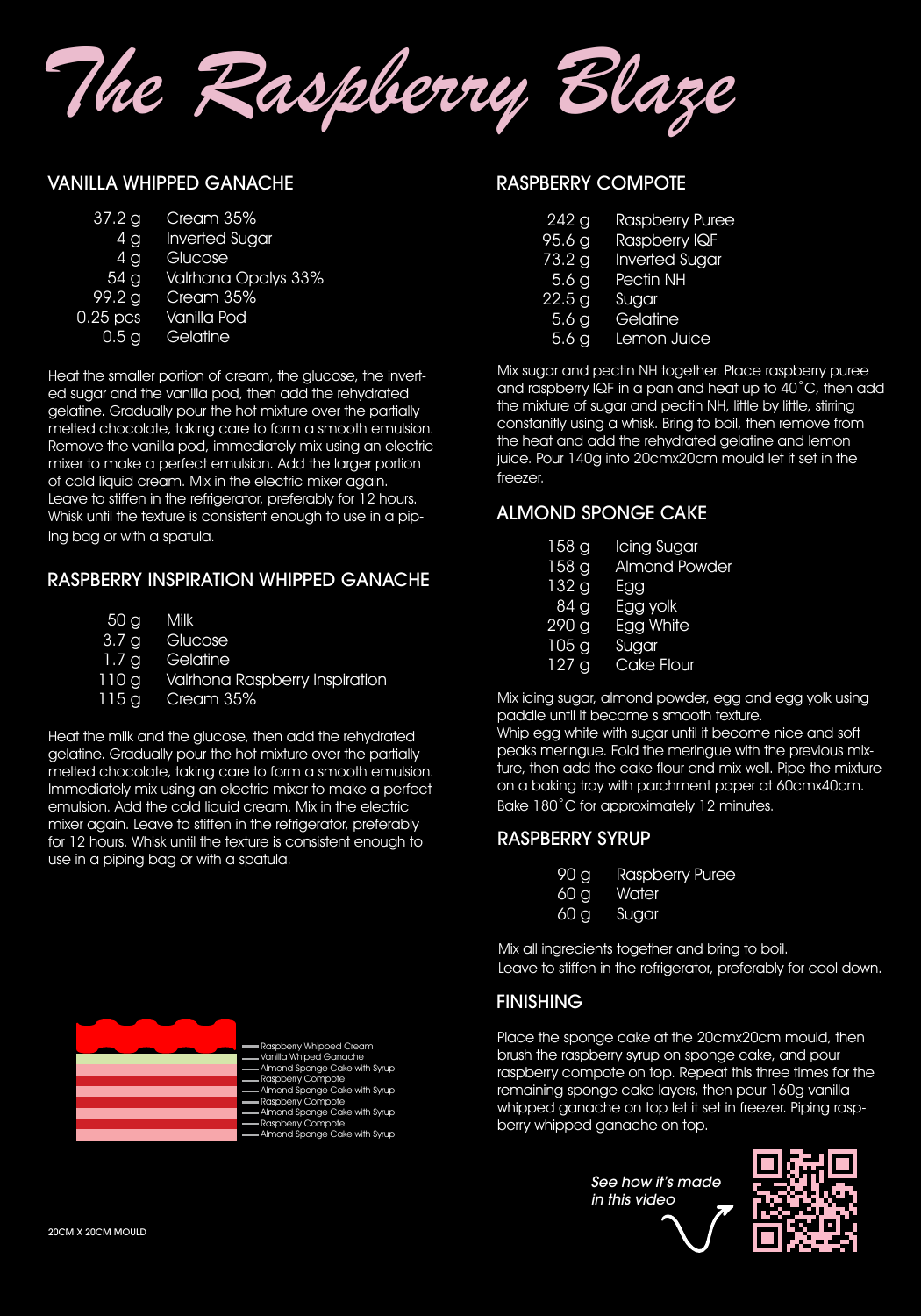# The Raspberry Blaze

## VANILLA WHIPPED GANACHE

| | |
|---|---|
| 37.2 g | Cream 35% |
| 4 g | Inverted Sugar |
| 4 g | Glucose |
| 54 g | Valrhona Opalys 33% |
| 99.2 g | Cream 35% |
| 0.25 pcs | Vanilla Pod |
| 0.5 g | Gelatine |

Heat the smaller portion of cream, the glucose, the inverted sugar and the vanilla pod, then add the rehydrated gelatine. Gradually pour the hot mixture over the partially melted chocolate, taking care to form a smooth emulsion. Remove the vanilla pod, immediately mix using an electric mixer to make a perfect emulsion. Add the larger portion of cold liquid cream. Mix in the electric mixer again. Leave to stiffen in the refrigerator, preferably for 12 hours. Whisk until the texture is consistent enough to use in a piping bag or with a spatula.

## RASPBERRY INSPIRATION WHIPPED GANACHE

| | |
|---|---|
| 50 g | Milk |
| 3.7 g | Glucose |
| 1.7 g | Gelatine |
| 110 g | Valrhona Raspberry Inspiration |
| 115 g | Cream 35% |

Heat the milk and the glucose, then add the rehydrated gelatine. Gradually pour the hot mixture over the partially melted chocolate, taking care to form a smooth emulsion. Immediately mix using an electric mixer to make a perfect emulsion. Add the cold liquid cream. Mix in the electric mixer again. Leave to stiffen in the refrigerator, preferably for 12 hours. Whisk until the texture is consistent enough to use in a piping bag or with a spatula.

- Raspberry Whipped Cream
- Vanilla Whiped Ganache
- Almond Sponge Cake with Syrup
- Raspberry Compote
- Almond Sponge Cake with Syrup
- Raspberry Compote
- Almond Sponge Cake with Syrup
- Raspberry Compote
- Almond Sponge Cake with Syrup

20CM X 20CM MOULD

## RASPBERRY COMPOTE

| | |
|---|---|
| 242 g | Raspberry Puree |
| 95.6 g | Raspberry IQF |
| 73.2 g | Inverted Sugar |
| 5.6 g | Pectin NH |
| 22.5 g | Sugar |
| 5.6 g | Gelatine |
| 5.6 g | Lemon Juice |

Mix sugar and pectin NH together. Place raspberry puree and raspberry IQF in a pan and heat up to 40˚C, then add the mixture of sugar and pectin NH, little by little, stirring constanitly using a whisk. Bring to boil, then remove from the heat and add the rehydrated gelatine and lemon juice. Pour 140g into 20cmx20cm mould let it set in the freezer.

## ALMOND SPONGE CAKE

| | |
|---|---|
| 158 g | Icing Sugar |
| 158 g | Almond Powder |
| 132 g | Egg |
| 84 g | Egg yolk |
| 290 g | Egg White |
| 105 g | Sugar |
| 127 g | Cake Flour |

Mix icing sugar, almond powder, egg and egg yolk using paddle until it become s smooth texture.
Whip egg white with sugar until it become nice and soft peaks meringue. Fold the meringue with the previous mixture, then add the cake flour and mix well. Pipe the mixture on a baking tray with parchment paper at 60cmx40cm. Bake 180˚C for approximately 12 minutes.

## RASPBERRY SYRUP

| | |
|---|---|
| 90 g | Raspberry Puree |
| 60 g | Water |
| 60 g | Sugar |

Mix all ingredients together and bring to boil.
Leave to stiffen in the refrigerator, preferably for cool down.

## FINISHING

Place the sponge cake at the 20cmx20cm mould, then brush the raspberry syrup on sponge cake, and pour raspberry compote on top. Repeat this three times for the remaining sponge cake layers, then pour 160g vanilla whipped ganache on top let it set in freezer. Piping raspberry whipped ganache on top.

*See how it's made in this video*